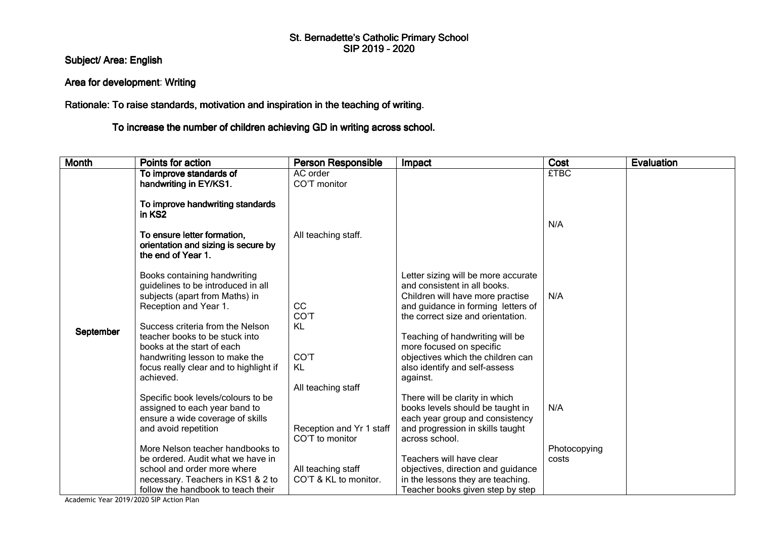# St. Bernadette's Catholic Primary School
# SIP 2019 - 2020

**Subject/ Area: English**

**Area for development**: Writing

Rationale: To raise standards, motivation and inspiration in the teaching of writing.

To increase the number of children achieving GD in writing across school.

| Month | Points for action | Person Responsible | Impact | Cost | Evaluation |
|---|---|---|---|---|---|
| September | **To improve standards of handwriting in EY/KS1.** | AC order<br>CO'T monitor | | £TBC | |
| | **To improve handwriting standards in KS2** | | | N/A | |
| | **To ensure letter formation, orientation and sizing is secure by the end of Year 1.** | All teaching staff. | | | |
| | Books containing handwriting guidelines to be introduced in all subjects (apart from Maths) in Reception and Year 1. | CC<br>CO'T<br>KL | Letter sizing will be more accurate and consistent in all books. Children will have more practise and guidance in forming letters of the correct size and orientation. | N/A | |
| | Success criteria from the Nelson teacher books to be stuck into books at the start of each handwriting lesson to make the focus really clear and to highlight if achieved. | CO'T<br>KL<br><br>All teaching staff | Teaching of handwriting will be more focused on specific objectives which the children can also identify and self-assess against. | | |
| | Specific book levels/colours to be assigned to each year band to ensure a wide coverage of skills and avoid repetition | Reception and Yr 1 staff<br>CO'T to monitor | There will be clarity in which books levels should be taught in each year group and consistency and progression in skills taught across school. | N/A | |
| | More Nelson teacher handbooks to be ordered. Audit what we have in school and order more where necessary. Teachers in KS1 & 2 to follow the handbook to teach their | All teaching staff<br>CO'T & KL to monitor. | Teachers will have clear objectives, direction and guidance in the lessons they are teaching. Teacher books given step by step | Photocopying costs | |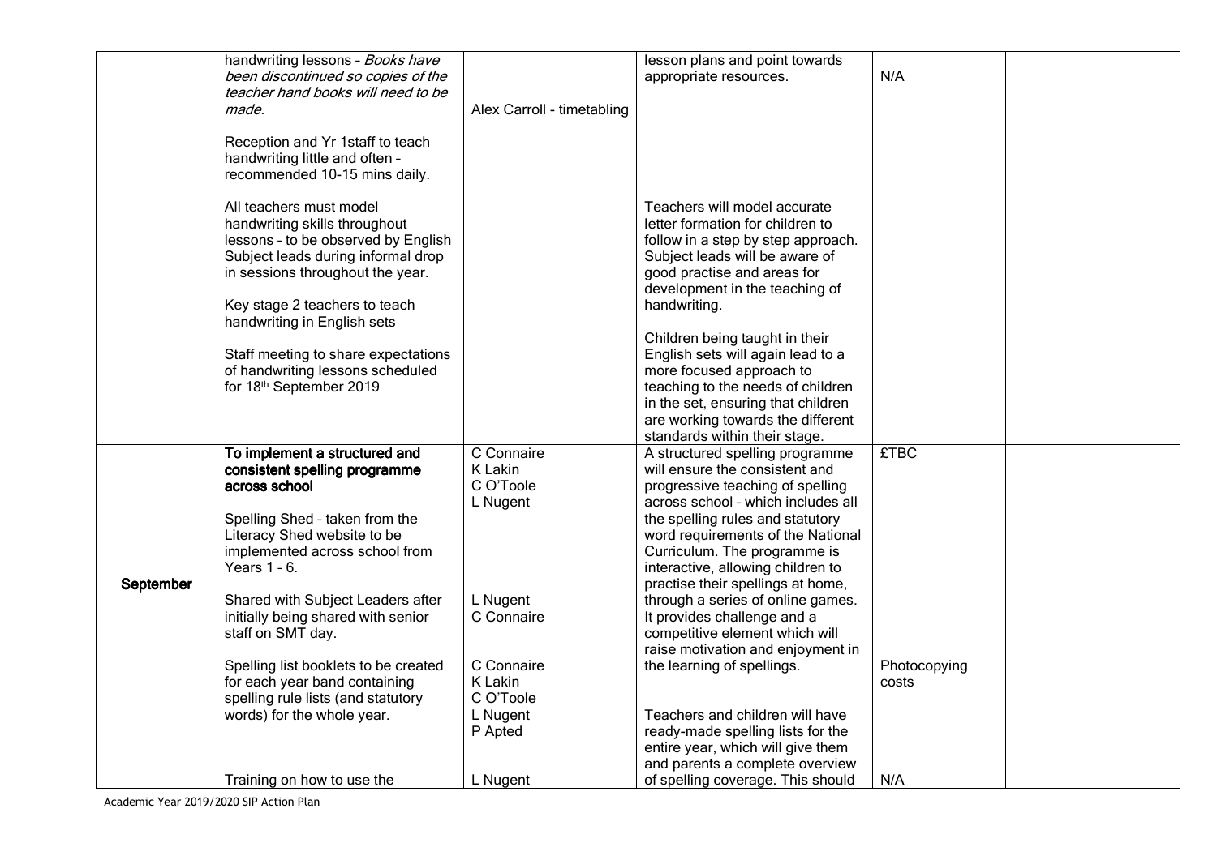| | | | | | |
|---|---|---|---|---|---|
| | handwriting lessons – *Books have been discontinued so copies of the teacher hand books will need to be made.*<br><br>Reception and Yr 1staff to teach handwriting little and often – recommended 10-15 mins daily.<br><br>All teachers must model handwriting skills throughout lessons – to be observed by English Subject leads during informal drop in sessions throughout the year.<br><br>Key stage 2 teachers to teach handwriting in English sets<br><br>Staff meeting to share expectations of handwriting lessons scheduled for 18th September 2019 | Alex Carroll - timetabling | lesson plans and point towards appropriate resources.<br><br>Teachers will model accurate letter formation for children to follow in a step by step approach. Subject leads will be aware of good practise and areas for development in the teaching of handwriting.<br><br>Children being taught in their English sets will again lead to a more focused approach to teaching to the needs of children in the set, ensuring that children are working towards the different standards within their stage. | N/A | |
| **September** | **To implement a structured and consistent spelling programme across school**<br><br>Spelling Shed – taken from the Literacy Shed website to be implemented across school from Years 1 – 6.<br><br>Shared with Subject Leaders after initially being shared with senior staff on SMT day.<br><br>Spelling list booklets to be created for each year band containing spelling rule lists (and statutory words) for the whole year.<br><br>Training on how to use the | C Connaire<br>K Lakin<br>C O'Toole<br>L Nugent<br><br>L Nugent<br>C Connaire<br><br>C Connaire<br>K Lakin<br>C O'Toole<br>L Nugent<br>P Apted<br><br>L Nugent | A structured spelling programme will ensure the consistent and progressive teaching of spelling across school – which includes all the spelling rules and statutory word requirements of the National Curriculum. The programme is interactive, allowing children to practise their spellings at home, through a series of online games. It provides challenge and a competitive element which will raise motivation and enjoyment in the learning of spellings.<br><br>Teachers and children will have ready-made spelling lists for the entire year, which will give them and parents a complete overview of spelling coverage. This should | £TBC<br><br>Photocopying costs<br><br>N/A | |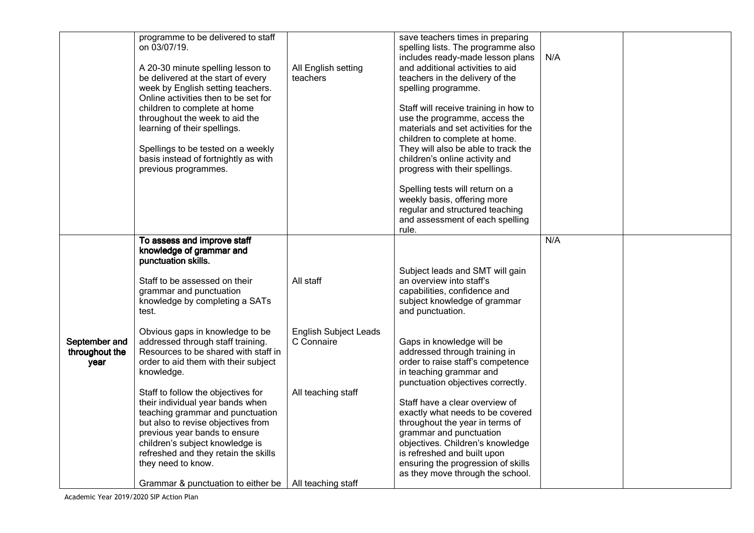| | | | | | |
|---|---|---|---|---|---|
| | programme to be delivered to staff on 03/07/19.<br><br>A 20-30 minute spelling lesson to be delivered at the start of every week by English setting teachers. Online activities then to be set for children to complete at home throughout the week to aid the learning of their spellings.<br><br>Spellings to be tested on a weekly basis instead of fortnightly as with previous programmes. | All English setting teachers | save teachers times in preparing spelling lists. The programme also includes ready-made lesson plans and additional activities to aid teachers in the delivery of the spelling programme.<br><br>Staff will receive training in how to use the programme, access the materials and set activities for the children to complete at home. They will also be able to track the children's online activity and progress with their spellings.<br><br>Spelling tests will return on a weekly basis, offering more regular and structured teaching and assessment of each spelling rule. | N/A | |
| **September and throughout the year** | **To assess and improve staff knowledge of grammar and punctuation skills.**<br><br>Staff to be assessed on their grammar and punctuation knowledge by completing a SATs test.<br><br>Obvious gaps in knowledge to be addressed through staff training. Resources to be shared with staff in order to aid them with their subject knowledge.<br><br>Staff to follow the objectives for their individual year bands when teaching grammar and punctuation but also to revise objectives from previous year bands to ensure children's subject knowledge is refreshed and they retain the skills they need to know.<br><br>Grammar & punctuation to either be | All staff<br><br>English Subject Leads C Connaire<br><br>All teaching staff<br><br>All teaching staff | Subject leads and SMT will gain an overview into staff's capabilities, confidence and subject knowledge of grammar and punctuation.<br><br>Gaps in knowledge will be addressed through training in order to raise staff's competence in teaching grammar and punctuation objectives correctly.<br><br>Staff have a clear overview of exactly what needs to be covered throughout the year in terms of grammar and punctuation objectives. Children's knowledge is refreshed and built upon ensuring the progression of skills as they move through the school. | N/A | |

Academic Year 2019/2020 SIP Action Plan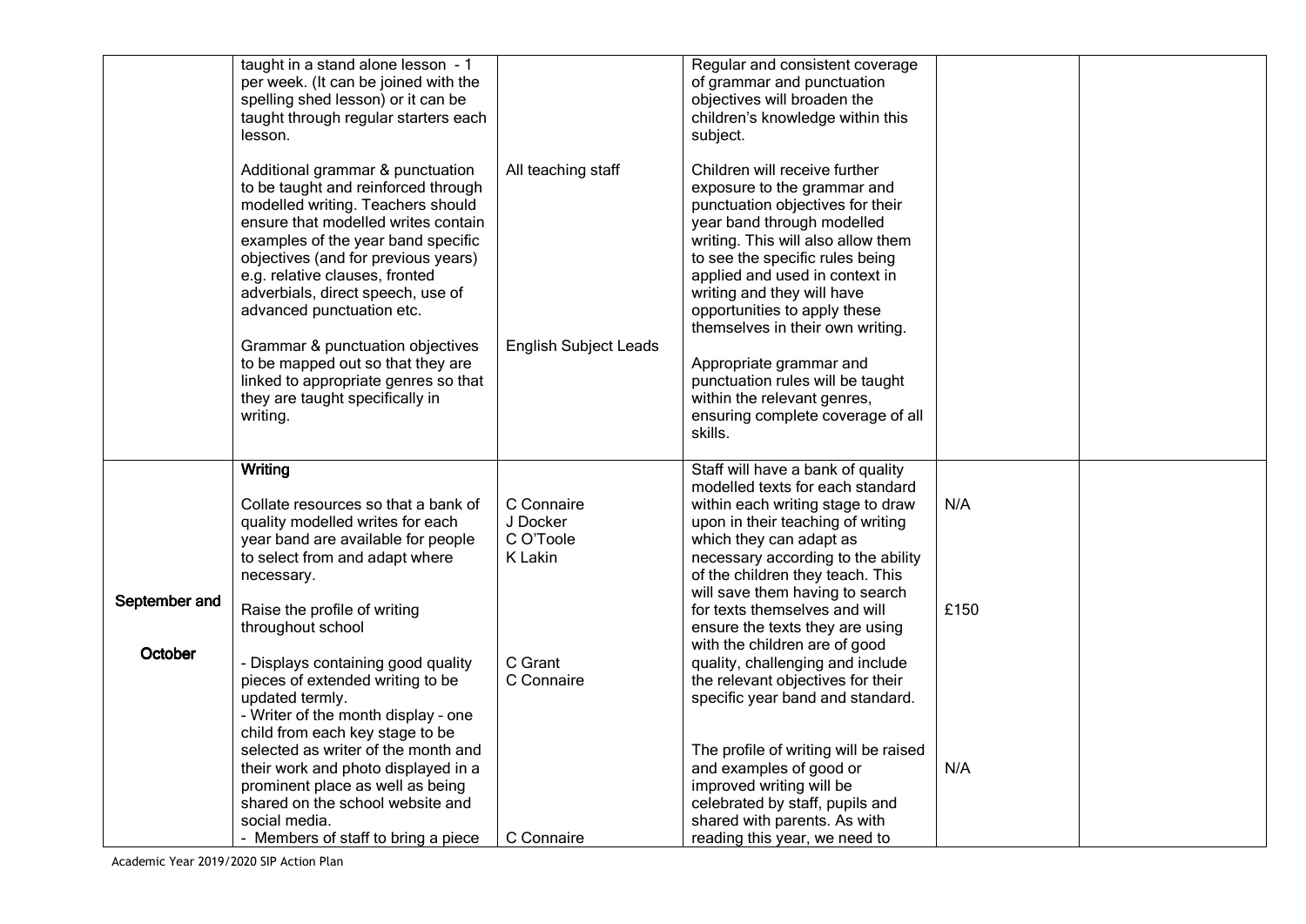| | | | | | |
|---|---|---|---|---|---|
| | taught in a stand alone lesson - 1 per week. (It can be joined with the spelling shed lesson) or it can be taught through regular starters each lesson.<br><br>Additional grammar & punctuation to be taught and reinforced through modelled writing. Teachers should ensure that modelled writes contain examples of the year band specific objectives (and for previous years) e.g. relative clauses, fronted adverbials, direct speech, use of advanced punctuation etc.<br><br>Grammar & punctuation objectives to be mapped out so that they are linked to appropriate genres so that they are taught specifically in writing. | <br><br><br><br><br>All teaching staff<br><br><br><br><br><br><br><br><br>English Subject Leads | Regular and consistent coverage of grammar and punctuation objectives will broaden the children's knowledge within this subject.<br><br>Children will receive further exposure to the grammar and punctuation objectives for their year band through modelled writing. This will also allow them to see the specific rules being applied and used in context in writing and they will have opportunities to apply these themselves in their own writing.<br><br>Appropriate grammar and punctuation rules will be taught within the relevant genres, ensuring complete coverage of all skills. | | |
| **September and October** | **Writing**<br><br>Collate resources so that a bank of quality modelled writes for each year band are available for people to select from and adapt where necessary.<br><br>Raise the profile of writing throughout school<br><br>- Displays containing good quality pieces of extended writing to be updated termly.<br>- Writer of the month display – one child from each key stage to be selected as writer of the month and their work and photo displayed in a prominent place as well as being shared on the school website and social media.<br>- Members of staff to bring a piece | <br><br>C Connaire<br>J Docker<br>C O'Toole<br>K Lakin<br><br><br><br><br>C Grant<br>C Connaire<br><br><br><br><br><br><br><br><br>C Connaire | Staff will have a bank of quality modelled texts for each standard within each writing stage to draw upon in their teaching of writing which they can adapt as necessary according to the ability of the children they teach. This will save them having to search for texts themselves and will ensure the texts they are using with the children are of good quality, challenging and include the relevant objectives for their specific year band and standard.<br><br>The profile of writing will be raised and examples of good or improved writing will be celebrated by staff, pupils and shared with parents. As with reading this year, we need to | <br><br>N/A<br><br><br><br><br>£150<br><br><br><br><br><br><br><br>N/A | |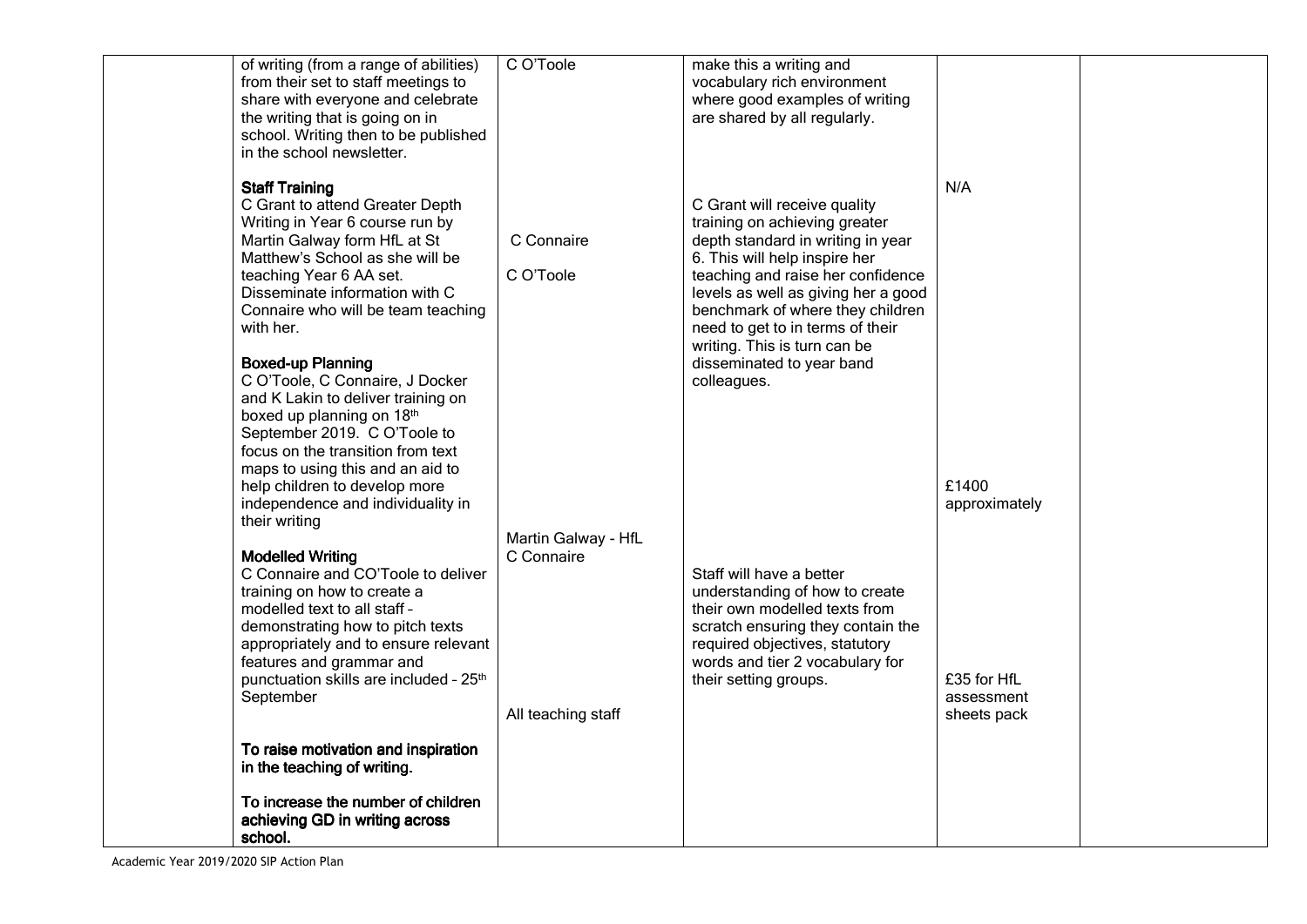| | | | | | |
|---|---|---|---|---|---|
| | of writing (from a range of abilities) from their set to staff meetings to share with everyone and celebrate the writing that is going on in school. Writing then to be published in the school newsletter.<br><br>**Staff Training**<br>C Grant to attend Greater Depth Writing in Year 6 course run by Martin Galway form HfL at St Matthew's School as she will be teaching Year 6 AA set. Disseminate information with C Connaire who will be team teaching with her.<br><br>**Boxed-up Planning**<br>C O'Toole, C Connaire, J Docker and K Lakin to deliver training on boxed up planning on 18th September 2019. C O'Toole to focus on the transition from text maps to using this and an aid to help children to develop more independence and individuality in their writing<br><br>**Modelled Writing**<br>C Connaire and CO'Toole to deliver training on how to create a modelled text to all staff – demonstrating how to pitch texts appropriately and to ensure relevant features and grammar and punctuation skills are included – 25th September<br><br>**To raise motivation and inspiration in the teaching of writing.**<br><br>**To increase the number of children achieving GD in writing across school.** | C O'Toole<br><br>C Connaire<br><br>C O'Toole<br><br>Martin Galway - HfL<br>C Connaire<br><br>All teaching staff | make this a writing and vocabulary rich environment where good examples of writing are shared by all regularly.<br><br>C Grant will receive quality training on achieving greater depth standard in writing in year 6. This will help inspire her teaching and raise her confidence levels as well as giving her a good benchmark of where they children need to get to in terms of their writing. This is turn can be disseminated to year band colleagues.<br><br>Staff will have a better understanding of how to create their own modelled texts from scratch ensuring they contain the required objectives, statutory words and tier 2 vocabulary for their setting groups. | N/A<br><br>£1400 approximately<br><br>£35 for HfL assessment sheets pack | |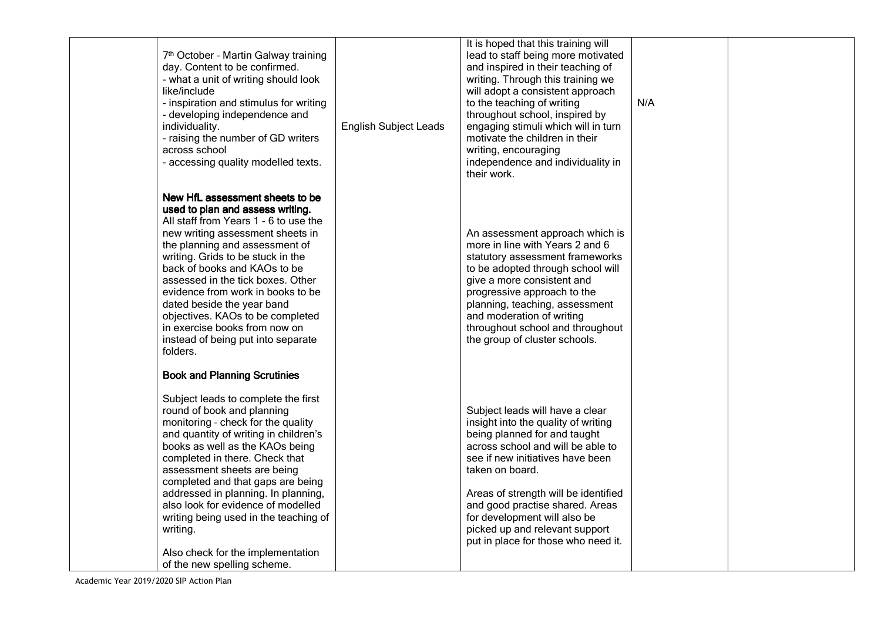| | | | | | |
|---|---|---|---|---|---|
| | 7th October – Martin Galway training day. Content to be confirmed.<br>- what a unit of writing should look like/include<br>- inspiration and stimulus for writing<br>- developing independence and individuality.<br>- raising the number of GD writers across school<br>- accessing quality modelled texts. | English Subject Leads | It is hoped that this training will lead to staff being more motivated and inspired in their teaching of writing. Through this training we will adopt a consistent approach to the teaching of writing throughout school, inspired by engaging stimuli which will in turn motivate the children in their writing, encouraging independence and individuality in their work. | N/A | |
| | **New HfL assessment sheets to be used to plan and assess writing.**<br>All staff from Years 1 – 6 to use the new writing assessment sheets in the planning and assessment of writing. Grids to be stuck in the back of books and KAOs to be assessed in the tick boxes. Other evidence from work in books to be dated beside the year band objectives. KAOs to be completed in exercise books from now on instead of being put into separate folders. | | An assessment approach which is more in line with Years 2 and 6 statutory assessment frameworks to be adopted through school will give a more consistent and progressive approach to the planning, teaching, assessment and moderation of writing throughout school and throughout the group of cluster schools. | | |
| | **Book and Planning Scrutinies**<br><br>Subject leads to complete the first round of book and planning monitoring – check for the quality and quantity of writing in children's books as well as the KAOs being completed in there. Check that assessment sheets are being completed and that gaps are being addressed in planning. In planning, also look for evidence of modelled writing being used in the teaching of writing.<br><br>Also check for the implementation of the new spelling scheme. | | Subject leads will have a clear insight into the quality of writing being planned for and taught across school and will be able to see if new initiatives have been taken on board.<br><br>Areas of strength will be identified and good practise shared. Areas for development will also be picked up and relevant support put in place for those who need it. | | |

Academic Year 2019/2020 SIP Action Plan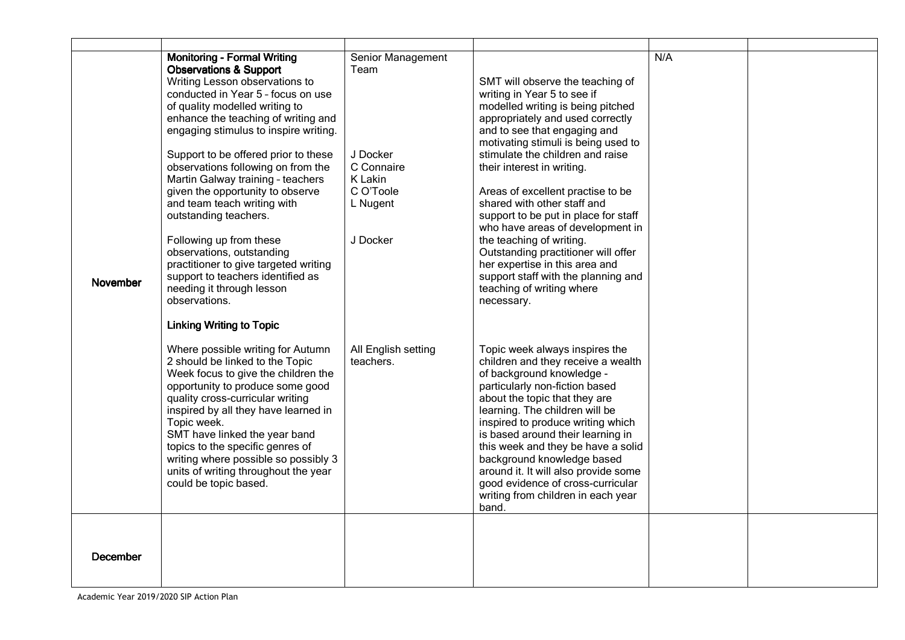| | | | | | |
|---|---|---|---|---|---|
| November | **Monitoring - Formal Writing Observations & Support**<br>Writing Lesson observations to conducted in Year 5 – focus on use of quality modelled writing to enhance the teaching of writing and engaging stimulus to inspire writing.<br><br>Support to be offered prior to these observations following on from the Martin Galway training – teachers given the opportunity to observe and team teach writing with outstanding teachers.<br><br>Following up from these observations, outstanding practitioner to give targeted writing support to teachers identified as needing it through lesson observations.<br><br>**Linking Writing to Topic**<br><br>Where possible writing for Autumn 2 should be linked to the Topic Week focus to give the children the opportunity to produce some good quality cross-curricular writing inspired by all they have learned in Topic week.<br>SMT have linked the year band topics to the specific genres of writing where possible so possibly 3 units of writing throughout the year could be topic based. | Senior Management Team<br><br>J Docker<br>C Connaire<br>K Lakin<br>C O'Toole<br>L Nugent<br><br>J Docker<br><br>All English setting teachers. | SMT will observe the teaching of writing in Year 5 to see if modelled writing is being pitched appropriately and used correctly and to see that engaging and motivating stimuli is being used to stimulate the children and raise their interest in writing.<br><br>Areas of excellent practise to be shared with other staff and support to be put in place for staff who have areas of development in the teaching of writing.<br>Outstanding practitioner will offer her expertise in this area and support staff with the planning and teaching of writing where necessary.<br><br>Topic week always inspires the children and they receive a wealth of background knowledge - particularly non-fiction based about the topic that they are learning. The children will be inspired to produce writing which is based around their learning in this week and they be have a solid background knowledge based around it. It will also provide some good evidence of cross-curricular writing from children in each year band. | N/A | |
| December | | | | | |

Academic Year 2019/2020 SIP Action Plan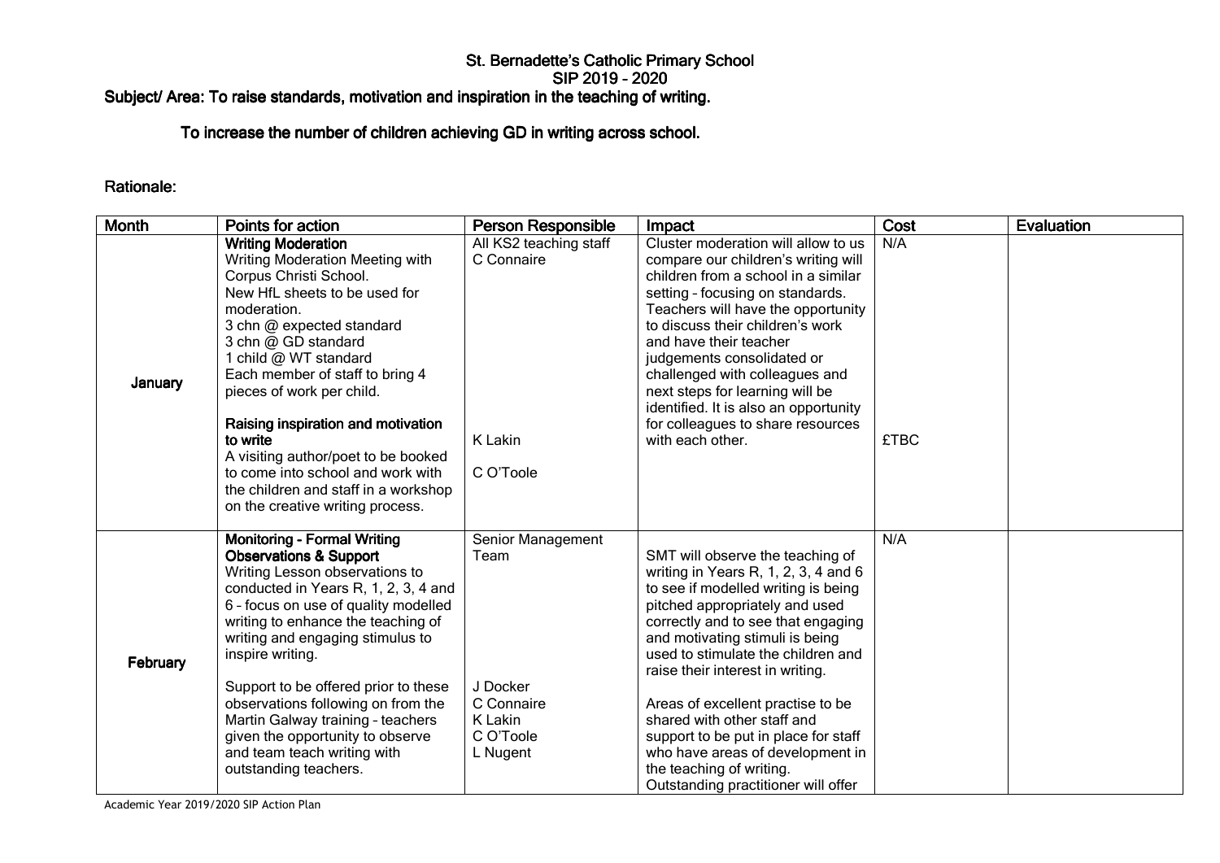# St. Bernadette's Catholic Primary School

## SIP 2019 – 2020

## Subject/ Area: To raise standards, motivation and inspiration in the teaching of writing.

### To increase the number of children achieving GD in writing across school.

Rationale:

| Month | Points for action | Person Responsible | Impact | Cost | Evaluation |
|---|---|---|---|---|---|
| January | **Writing Moderation**<br>Writing Moderation Meeting with Corpus Christi School.<br>New HfL sheets to be used for moderation.<br>3 chn @ expected standard<br>3 chn @ GD standard<br>1 child @ WT standard<br>Each member of staff to bring 4 pieces of work per child.<br><br>**Raising inspiration and motivation to write**<br>A visiting author/poet to be booked to come into school and work with the children and staff in a workshop on the creative writing process. | All KS2 teaching staff<br>C Connaire<br><br>K Lakin<br><br>C O'Toole | Cluster moderation will allow to us compare our children's writing will children from a school in a similar setting – focusing on standards. Teachers will have the opportunity to discuss their children's work and have their teacher judgements consolidated or challenged with colleagues and next steps for learning will be identified. It is also an opportunity for colleagues to share resources with each other. | N/A<br><br>£TBC | |
| February | **Monitoring - Formal Writing Observations & Support**<br>Writing Lesson observations to conducted in Years R, 1, 2, 3, 4 and 6 – focus on use of quality modelled writing to enhance the teaching of writing and engaging stimulus to inspire writing.<br><br>Support to be offered prior to these observations following on from the Martin Galway training – teachers given the opportunity to observe and team teach writing with outstanding teachers. | Senior Management Team<br><br>J Docker<br>C Connaire<br>K Lakin<br>C O'Toole<br>L Nugent | SMT will observe the teaching of writing in Years R, 1, 2, 3, 4 and 6 to see if modelled writing is being pitched appropriately and used correctly and to see that engaging and motivating stimuli is being used to stimulate the children and raise their interest in writing.<br><br>Areas of excellent practise to be shared with other staff and support to be put in place for staff who have areas of development in the teaching of writing.<br>Outstanding practitioner will offer | N/A | |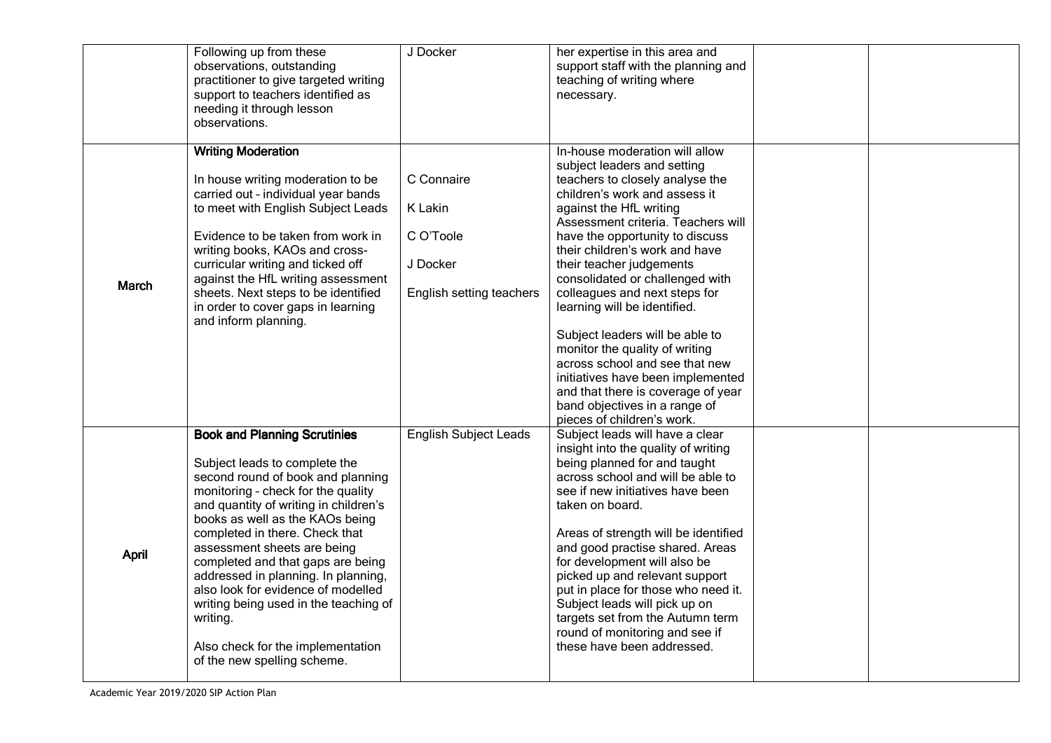| | | | | | |
|---|---|---|---|---|---|
| | Following up from these observations, outstanding practitioner to give targeted writing support to teachers identified as needing it through lesson observations. | J Docker | her expertise in this area and support staff with the planning and teaching of writing where necessary. | | |
| March | **Writing Moderation**<br><br>In house writing moderation to be carried out – individual year bands to meet with English Subject Leads<br><br>Evidence to be taken from work in writing books, KAOs and cross-curricular writing and ticked off against the HfL writing assessment sheets. Next steps to be identified in order to cover gaps in learning and inform planning. | C Connaire<br><br>K Lakin<br><br>C O'Toole<br><br>J Docker<br><br>English setting teachers | In-house moderation will allow subject leaders and setting teachers to closely analyse the children's work and assess it against the HfL writing Assessment criteria. Teachers will have the opportunity to discuss their children's work and have their teacher judgements consolidated or challenged with colleagues and next steps for learning will be identified.<br><br>Subject leaders will be able to monitor the quality of writing across school and see that new initiatives have been implemented and that there is coverage of year band objectives in a range of pieces of children's work. | | |
| April | **Book and Planning Scrutinies**<br><br>Subject leads to complete the second round of book and planning monitoring – check for the quality and quantity of writing in children's books as well as the KAOs being completed in there. Check that assessment sheets are being completed and that gaps are being addressed in planning. In planning, also look for evidence of modelled writing being used in the teaching of writing.<br><br>Also check for the implementation of the new spelling scheme. | English Subject Leads | Subject leads will have a clear insight into the quality of writing being planned for and taught across school and will be able to see if new initiatives have been taken on board.<br><br>Areas of strength will be identified and good practise shared. Areas for development will also be picked up and relevant support put in place for those who need it. Subject leads will pick up on targets set from the Autumn term round of monitoring and see if these have been addressed. | | |

Academic Year 2019/2020 SIP Action Plan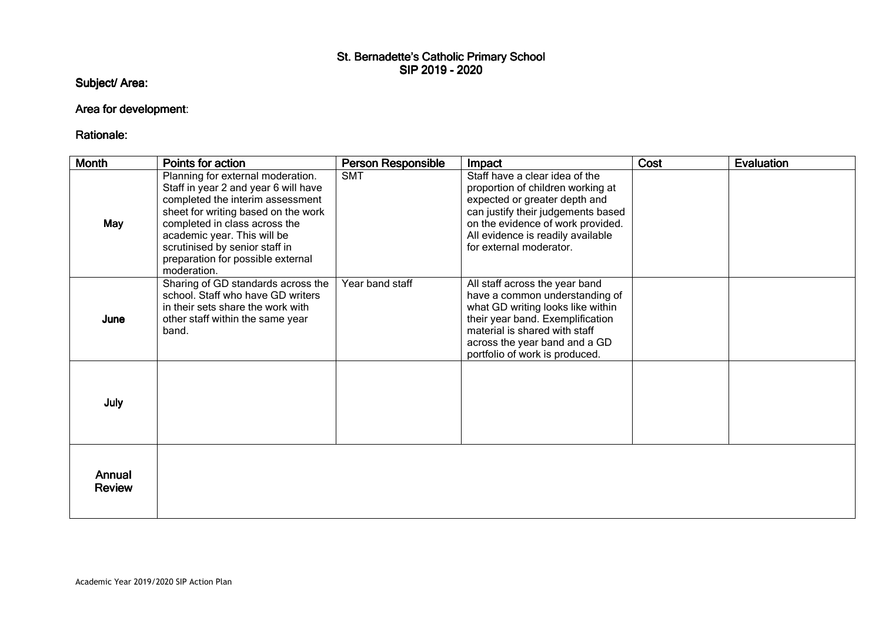# St. Bernadette's Catholic Primary School
# SIP 2019 - 2020

**Subject/ Area:**

**Area for development**:

**Rationale:**

| Month | Points for action | Person Responsible | Impact | Cost | Evaluation |
| --- | --- | --- | --- | --- | --- |
| **May** | Planning for external moderation. Staff in year 2 and year 6 will have completed the interim assessment sheet for writing based on the work completed in class across the academic year. This will be scrutinised by senior staff in preparation for possible external moderation. | SMT | Staff have a clear idea of the proportion of children working at expected or greater depth and can justify their judgements based on the evidence of work provided. All evidence is readily available for external moderator. | | |
| **June** | Sharing of GD standards across the school. Staff who have GD writers in their sets share the work with other staff within the same year band. | Year band staff | All staff across the year band have a common understanding of what GD writing looks like within their year band. Exemplification material is shared with staff across the year band and a GD portfolio of work is produced. | | |
| **July** | | | | | |
| **Annual Review** | | | | | |